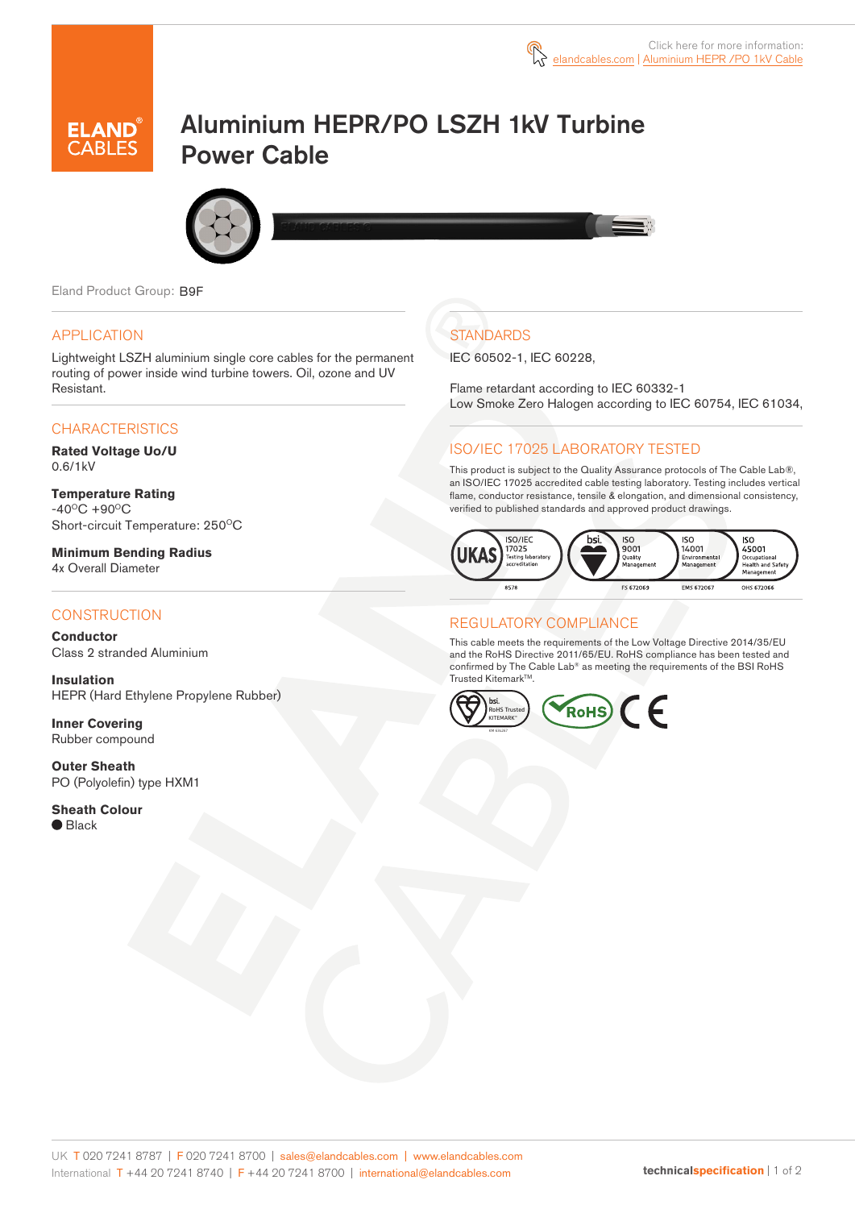Click here for more information: elandcables.com | Aluminium HEPR /PO 1kV Cable

# Aluminium HEPR/PO LSZH 1kV Turbine Power Cable

Eland Product Group: B9F

## APPLICATION

Lightweight LSZH aluminium single core cables for the permanent routing of power inside wind turbine towers. Oil, ozone and UV Resistant.

## CHARACTERISTICS

**Rated Voltage Uo/U**
0.6/1kV

**Temperature Rating**
-40°C +90°C
Short-circuit Temperature: 250°C

**Minimum Bending Radius**
4x Overall Diameter

## CONSTRUCTION

**Conductor**
Class 2 stranded Aluminium

**Insulation**
HEPR (Hard Ethylene Propylene Rubber)

**Inner Covering**
Rubber compound

**Outer Sheath**
PO (Polyolefin) type HXM1

**Sheath Colour**
● Black

## STANDARDS

IEC 60502-1, IEC 60228,

Flame retardant according to IEC 60332-1
Low Smoke Zero Halogen according to IEC 60754, IEC 61034,

## ISO/IEC 17025 LABORATORY TESTED

This product is subject to the Quality Assurance protocols of The Cable Lab®, an ISO/IEC 17025 accredited cable testing laboratory. Testing includes vertical flame, conductor resistance, tensile & elongation, and dimensional consistency, verified to published standards and approved product drawings.

UKAS ISO/IEC 17025 Testing laboratory accreditation 8578 | bsi. ISO 9001 Quality Management FS 672069 | ISO 14001 Environmental Management EMS 672067 | ISO 45001 Occupational Health and Safety Management OHS 672066

## REGULATORY COMPLIANCE

This cable meets the requirements of the Low Voltage Directive 2014/35/EU and the RoHS Directive 2011/65/EU. RoHS compliance has been tested and confirmed by The Cable Lab® as meeting the requirements of the BSI RoHS Trusted Kitemark™.

bsi. RoHS Trusted KITEMARK™ | RoHS | CE

UK T 020 7241 8787 | F 020 7241 8700 | sales@elandcables.com | www.elandcables.com
International T +44 20 7241 8740 | F +44 20 7241 8700 | international@elandcables.com

technicalspecification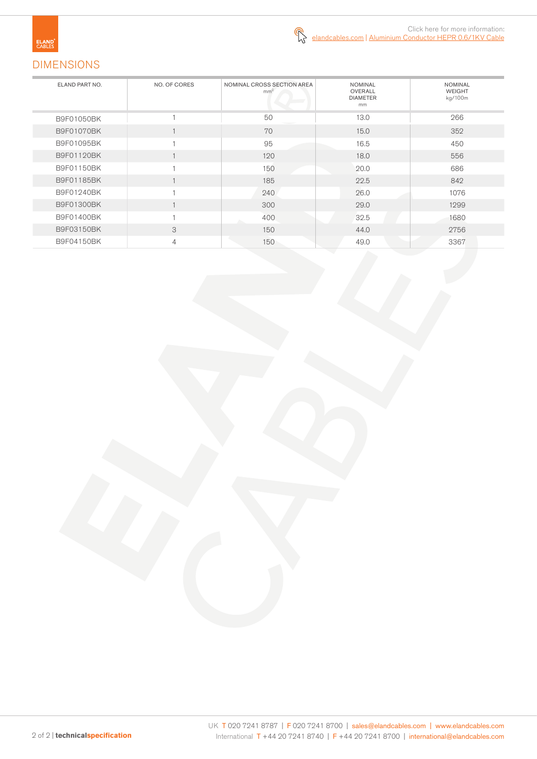Click here for more information:
elandcables.com | Aluminium Conductor HEPR 0.6/1KV Cable

## DIMENSIONS

| ELAND PART NO. | NO. OF CORES | NOMINAL CROSS SECTION AREA $mm^2$ | NOMINAL OVERALL DIAMETER mm | NOMINAL WEIGHT kg/100m |
|---|---|---|---|---|
| B9F01050BK | 1 | 50 | 13.0 | 266 |
| B9F01070BK | 1 | 70 | 15.0 | 352 |
| B9F01095BK | 1 | 95 | 16.5 | 450 |
| B9F01120BK | 1 | 120 | 18.0 | 556 |
| B9F01150BK | 1 | 150 | 20.0 | 686 |
| B9F01185BK | 1 | 185 | 22.5 | 842 |
| B9F01240BK | 1 | 240 | 26.0 | 1076 |
| B9F01300BK | 1 | 300 | 29.0 | 1299 |
| B9F01400BK | 1 | 400 | 32.5 | 1680 |
| B9F03150BK | 3 | 150 | 44.0 | 2756 |
| B9F04150BK | 4 | 150 | 49.0 | 3367 |

UK T 020 7241 8787 | F 020 7241 8700 | sales@elandcables.com | www.elandcables.com
International T +44 20 7241 8740 | F +44 20 7241 8700 | international@elandcables.com